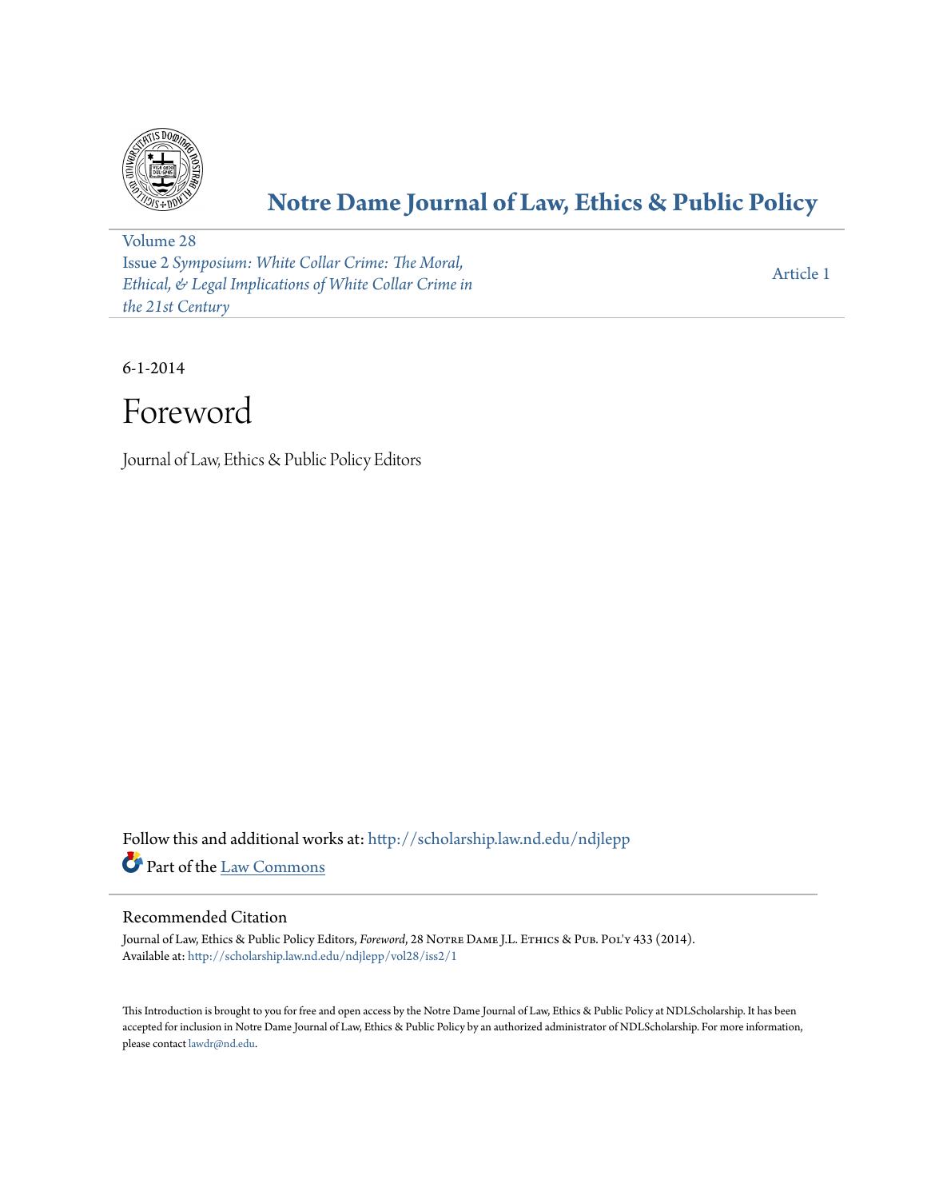# Notre Dame Journal of Law, Ethics & Public Policy

Volume 28
Issue 2 *Symposium: White Collar Crime: The Moral, Ethical, & Legal Implications of White Collar Crime in the 21st Century*

Article 1

6-1-2014

# Foreword

Journal of Law, Ethics & Public Policy Editors

Follow this and additional works at: http://scholarship.law.nd.edu/ndjlepp

Part of the Law Commons

## Recommended Citation

Journal of Law, Ethics & Public Policy Editors, *Foreword*, 28 Notre Dame J.L. Ethics & Pub. Pol'y 433 (2014).
Available at: http://scholarship.law.nd.edu/ndjlepp/vol28/iss2/1

This Introduction is brought to you for free and open access by the Notre Dame Journal of Law, Ethics & Public Policy at NDLScholarship. It has been accepted for inclusion in Notre Dame Journal of Law, Ethics & Public Policy by an authorized administrator of NDLScholarship. For more information, please contact lawdr@nd.edu.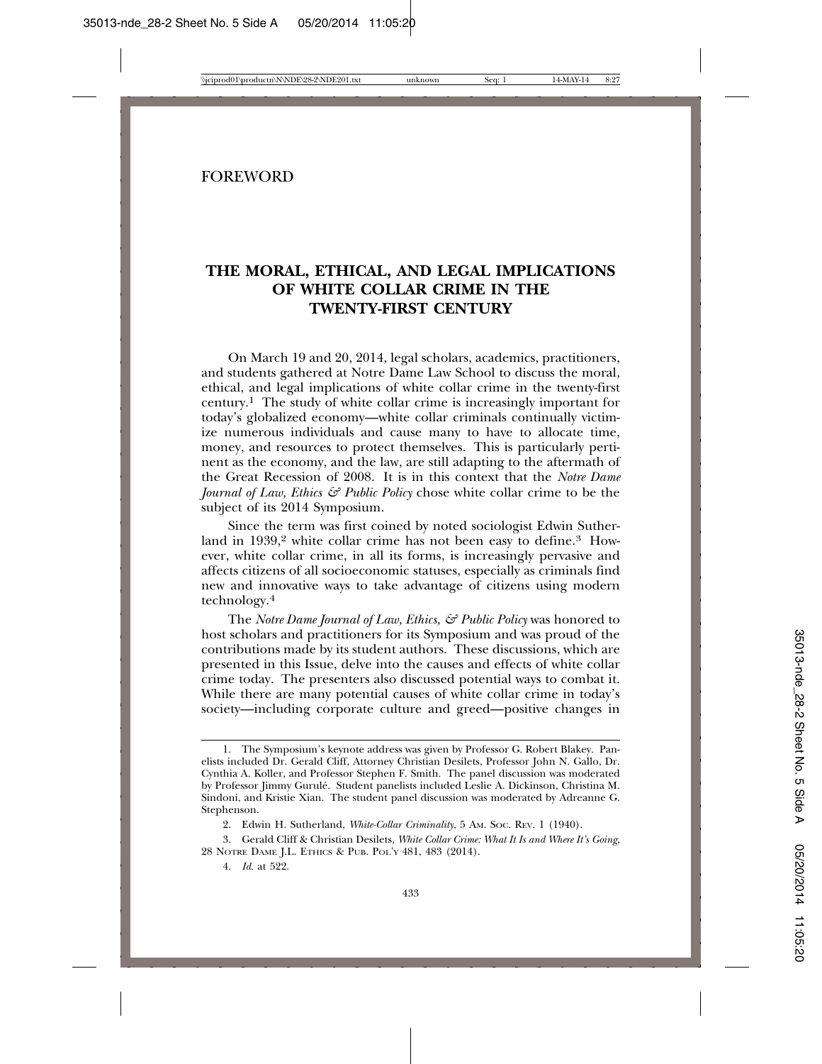FOREWORD

# THE MORAL, ETHICAL, AND LEGAL IMPLICATIONS OF WHITE COLLAR CRIME IN THE TWENTY-FIRST CENTURY

On March 19 and 20, 2014, legal scholars, academics, practitioners, and students gathered at Notre Dame Law School to discuss the moral, ethical, and legal implications of white collar crime in the twenty-first century.[1] The study of white collar crime is increasingly important for today's globalized economy—white collar criminals continually victimize numerous individuals and cause many to have to allocate time, money, and resources to protect themselves. This is particularly pertinent as the economy, and the law, are still adapting to the aftermath of the Great Recession of 2008. It is in this context that the *Notre Dame Journal of Law, Ethics & Public Policy* chose white collar crime to be the subject of its 2014 Symposium.

Since the term was first coined by noted sociologist Edwin Sutherland in 1939,[2] white collar crime has not been easy to define.[3] However, white collar crime, in all its forms, is increasingly pervasive and affects citizens of all socioeconomic statuses, especially as criminals find new and innovative ways to take advantage of citizens using modern technology.[4]

The *Notre Dame Journal of Law, Ethics, & Public Policy* was honored to host scholars and practitioners for its Symposium and was proud of the contributions made by its student authors. These discussions, which are presented in this Issue, delve into the causes and effects of white collar crime today. The presenters also discussed potential ways to combat it. While there are many potential causes of white collar crime in today's society—including corporate culture and greed—positive changes in

---

1. The Symposium's keynote address was given by Professor G. Robert Blakey. Panelists included Dr. Gerald Cliff, Attorney Christian Desilets, Professor John N. Gallo, Dr. Cynthia A. Koller, and Professor Stephen F. Smith. The panel discussion was moderated by Professor Jimmy Gurulé. Student panelists included Leslie A. Dickinson, Christina M. Sindoni, and Kristie Xian. The student panel discussion was moderated by Adreanne G. Stephenson.

2. Edwin H. Sutherland, *White-Collar Criminality*, 5 AM. SOC. REV. 1 (1940).

3. Gerald Cliff & Christian Desilets, *White Collar Crime: What It Is and Where It's Going*, 28 NOTRE DAME J.L. ETHICS & PUB. POL'Y 481, 483 (2014).

4. *Id.* at 522.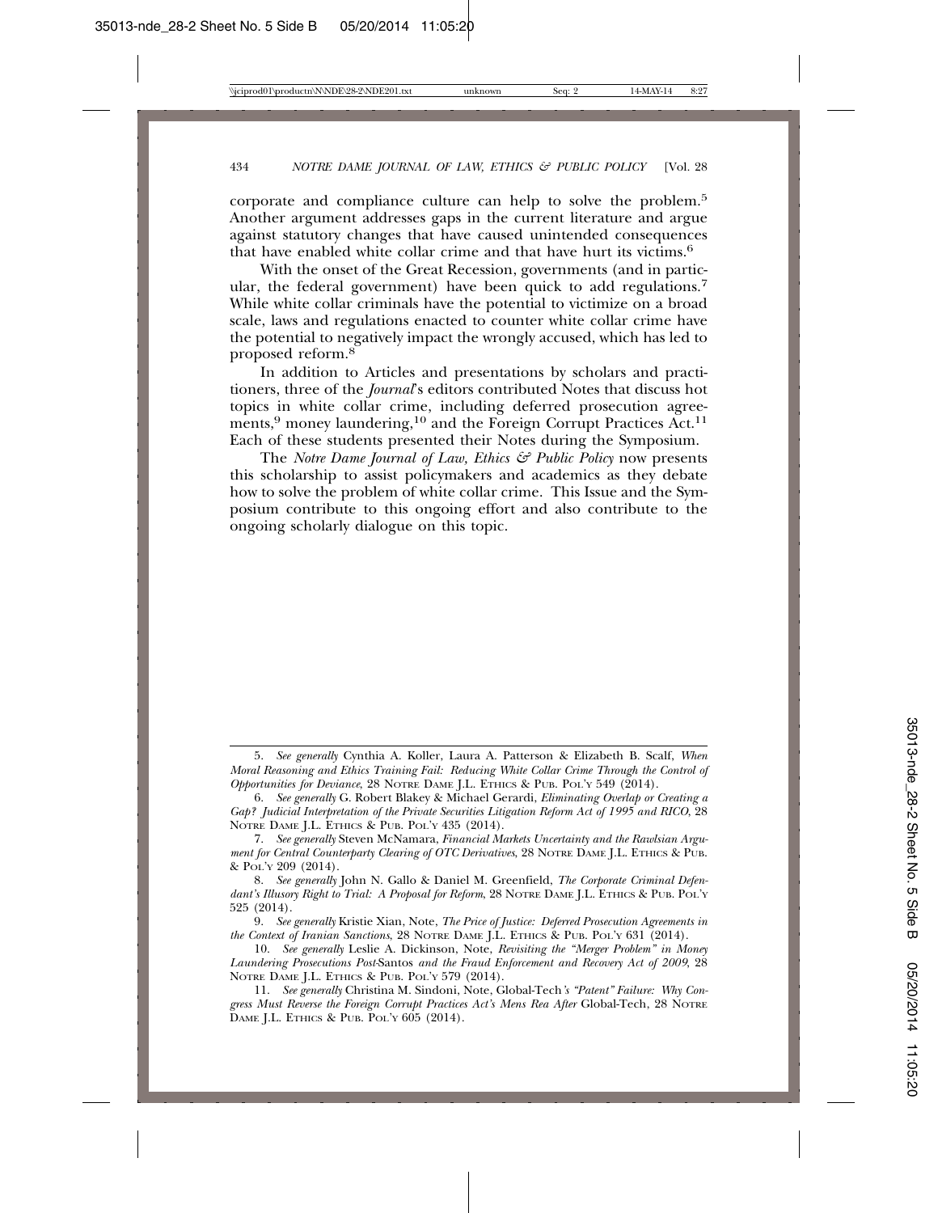corporate and compliance culture can help to solve the problem.[5] Another argument addresses gaps in the current literature and argue against statutory changes that have caused unintended consequences that have enabled white collar crime and that have hurt its victims.[6]

With the onset of the Great Recession, governments (and in particular, the federal government) have been quick to add regulations.[7] While white collar criminals have the potential to victimize on a broad scale, laws and regulations enacted to counter white collar crime have the potential to negatively impact the wrongly accused, which has led to proposed reform.[8]

In addition to Articles and presentations by scholars and practitioners, three of the *Journal*'s editors contributed Notes that discuss hot topics in white collar crime, including deferred prosecution agreements,[9] money laundering,[10] and the Foreign Corrupt Practices Act.[11] Each of these students presented their Notes during the Symposium.

The *Notre Dame Journal of Law, Ethics & Public Policy* now presents this scholarship to assist policymakers and academics as they debate how to solve the problem of white collar crime. This Issue and the Symposium contribute to this ongoing effort and also contribute to the ongoing scholarly dialogue on this topic.

---

5. *See generally* Cynthia A. Koller, Laura A. Patterson & Elizabeth B. Scalf, *When Moral Reasoning and Ethics Training Fail: Reducing White Collar Crime Through the Control of Opportunities for Deviance*, 28 NOTRE DAME J.L. ETHICS & PUB. POL'Y 549 (2014).

6. *See generally* G. Robert Blakey & Michael Gerardi, *Eliminating Overlap or Creating a Gap? Judicial Interpretation of the Private Securities Litigation Reform Act of 1995 and RICO*, 28 NOTRE DAME J.L. ETHICS & PUB. POL'Y 435 (2014).

7. *See generally* Steven McNamara, *Financial Markets Uncertainty and the Rawlsian Argument for Central Counterparty Clearing of OTC Derivatives*, 28 NOTRE DAME J.L. ETHICS & PUB. POL'Y 209 (2014).

8. *See generally* John N. Gallo & Daniel M. Greenfield, *The Corporate Criminal Defendant's Illusory Right to Trial: A Proposal for Reform*, 28 NOTRE DAME J.L. ETHICS & PUB. POL'Y 525 (2014).

9. *See generally* Kristie Xian, Note, *The Price of Justice: Deferred Prosecution Agreements in the Context of Iranian Sanctions*, 28 NOTRE DAME J.L. ETHICS & PUB. POL'Y 631 (2014).

10. *See generally* Leslie A. Dickinson, Note, *Revisiting the "Merger Problem" in Money Laundering Prosecutions Post-*Santos *and the Fraud Enforcement and Recovery Act of 2009*, 28 NOTRE DAME J.L. ETHICS & PUB. POL'Y 579 (2014).

11. *See generally* Christina M. Sindoni, Note, Global-Tech*'s "Patent" Failure: Why Congress Must Reverse the Foreign Corrupt Practices Act's Mens Rea After* Global-Tech, 28 NOTRE DAME J.L. ETHICS & PUB. POL'Y 605 (2014).